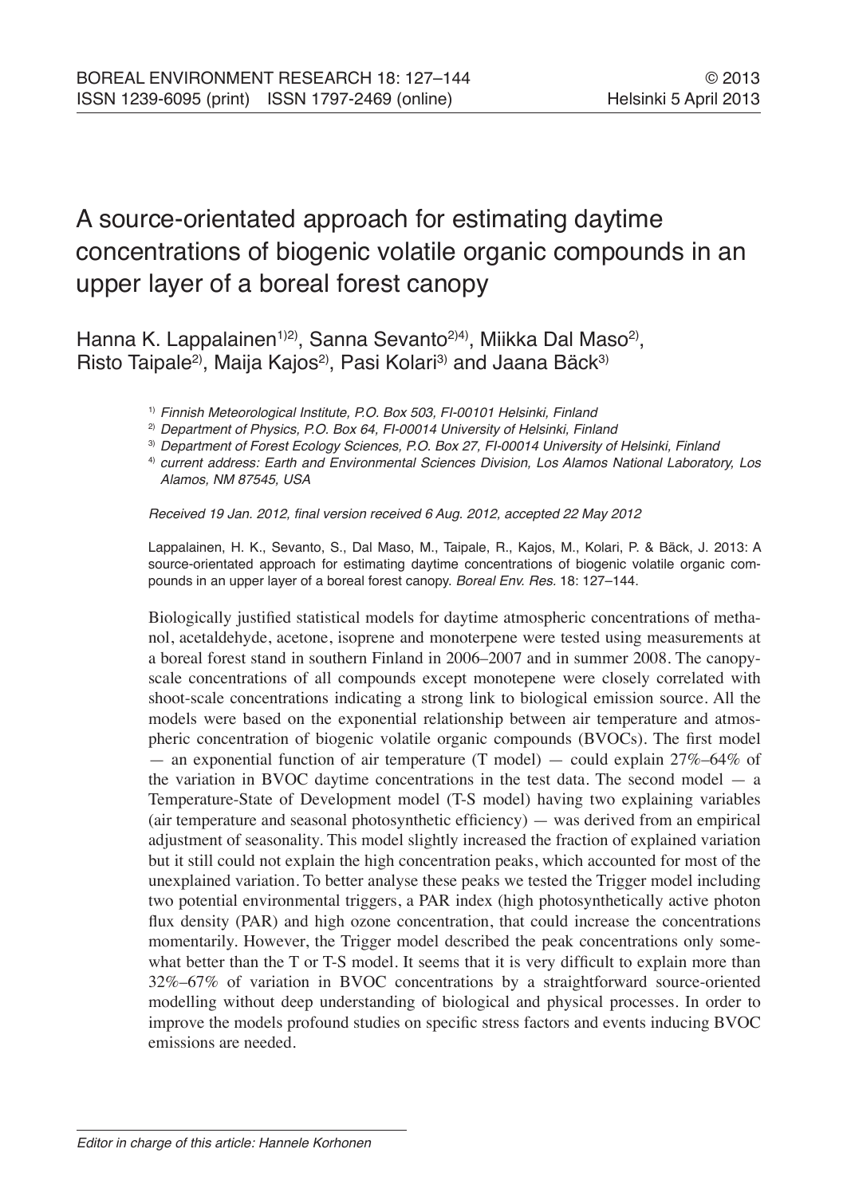# A source-orientated approach for estimating daytime concentrations of biogenic volatile organic compounds in an upper layer of a boreal forest canopy

Hanna K. Lappalainen[1,2], Sanna Sevanto[2,4], Miikka Dal Maso[2], Risto Taipale[2], Maija Kajos[2], Pasi Kolari[3] and Jaana Bäck[3]

[1] *Finnish Meteorological Institute, P.O. Box 503, FI-00101 Helsinki, Finland*

[2] *Department of Physics, P.O. Box 64, FI-00014 University of Helsinki, Finland*

[3] *Department of Forest Ecology Sciences, P.O. Box 27, FI-00014 University of Helsinki, Finland*

[4] *current address: Earth and Environmental Sciences Division, Los Alamos National Laboratory, Los Alamos, NM 87545, USA*

*Received 19 Jan. 2012, final version received 6 Aug. 2012, accepted 22 May 2012*

Lappalainen, H. K., Sevanto, S., Dal Maso, M., Taipale, R., Kajos, M., Kolari, P. & Bäck, J. 2013: A source-orientated approach for estimating daytime concentrations of biogenic volatile organic compounds in an upper layer of a boreal forest canopy. *Boreal Env. Res.* 18: 127–144.

Biologically justified statistical models for daytime atmospheric concentrations of methanol, acetaldehyde, acetone, isoprene and monoterpene were tested using measurements at a boreal forest stand in southern Finland in 2006–2007 and in summer 2008. The canopy-scale concentrations of all compounds except monotepene were closely correlated with shoot-scale concentrations indicating a strong link to biological emission source. All the models were based on the exponential relationship between air temperature and atmospheric concentration of biogenic volatile organic compounds (BVOCs). The first model — an exponential function of air temperature (T model) — could explain 27%–64% of the variation in BVOC daytime concentrations in the test data. The second model — a Temperature-State of Development model (T-S model) having two explaining variables (air temperature and seasonal photosynthetic efficiency) — was derived from an empirical adjustment of seasonality. This model slightly increased the fraction of explained variation but it still could not explain the high concentration peaks, which accounted for most of the unexplained variation. To better analyse these peaks we tested the Trigger model including two potential environmental triggers, a PAR index (high photosynthetically active photon flux density (PAR) and high ozone concentration, that could increase the concentrations momentarily. However, the Trigger model described the peak concentrations only somewhat better than the T or T-S model. It seems that it is very difficult to explain more than 32%–67% of variation in BVOC concentrations by a straightforward source-oriented modelling without deep understanding of biological and physical processes. In order to improve the models profound studies on specific stress factors and events inducing BVOC emissions are needed.

*Editor in charge of this article: Hannele Korhonen*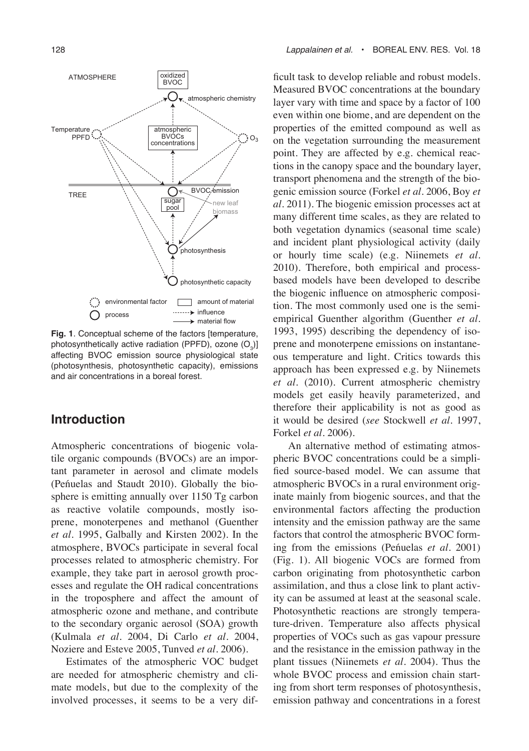**Fig. 1**. Conceptual scheme of the factors [temperature, photosynthetically active radiation (PPFD), ozone ($O_3$)] affecting BVOC emission source physiological state (photosynthesis, photosynthetic capacity), emissions and air concentrations in a boreal forest.

## Introduction

Atmospheric concentrations of biogenic volatile organic compounds (BVOCs) are an important parameter in aerosol and climate models (Peńuelas and Staudt 2010). Globally the biosphere is emitting annually over 1150 Tg carbon as reactive volatile compounds, mostly isoprene, monoterpenes and methanol (Guenther *et al.* 1995, Galbally and Kirsten 2002). In the atmosphere, BVOCs participate in several focal processes related to atmospheric chemistry. For example, they take part in aerosol growth processes and regulate the OH radical concentrations in the troposphere and affect the amount of atmospheric ozone and methane, and contribute to the secondary organic aerosol (SOA) growth (Kulmala *et al.* 2004, Di Carlo *et al.* 2004, Noziere and Esteve 2005, Tunved *et al.* 2006).

Estimates of the atmospheric VOC budget are needed for atmospheric chemistry and climate models, but due to the complexity of the involved processes, it seems to be a very difficult task to develop reliable and robust models. Measured BVOC concentrations at the boundary layer vary with time and space by a factor of 100 even within one biome, and are dependent on the properties of the emitted compound as well as on the vegetation surrounding the measurement point. They are affected by e.g. chemical reactions in the canopy space and the boundary layer, transport phenomena and the strength of the biogenic emission source (Forkel *et al.* 2006, Boy *et al.* 2011). The biogenic emission processes act at many different time scales, as they are related to both vegetation dynamics (seasonal time scale) and incident plant physiological activity (daily or hourly time scale) (e.g. Niinemets *et al.* 2010). Therefore, both empirical and process-based models have been developed to describe the biogenic influence on atmospheric composition. The most commonly used one is the semi-empirical Guenther algorithm (Guenther *et al.* 1993, 1995) describing the dependency of isoprene and monoterpene emissions on instantaneous temperature and light. Critics towards this approach has been expressed e.g. by Niinemets *et al.* (2010). Current atmospheric chemistry models get easily heavily parameterized, and therefore their applicability is not as good as it would be desired (*see* Stockwell *et al.* 1997, Forkel *et al.* 2006).

An alternative method of estimating atmospheric BVOC concentrations could be a simplified source-based model. We can assume that atmospheric BVOCs in a rural environment originate mainly from biogenic sources, and that the environmental factors affecting the production intensity and the emission pathway are the same factors that control the atmospheric BVOC forming from the emissions (Peńuelas *et al.* 2001) (Fig. 1). All biogenic VOCs are formed from carbon originating from photosynthetic carbon assimilation, and thus a close link to plant activity can be assumed at least at the seasonal scale. Photosynthetic reactions are strongly temperature-driven. Temperature also affects physical properties of VOCs such as gas vapour pressure and the resistance in the emission pathway in the plant tissues (Niinemets *et al.* 2004). Thus the whole BVOC process and emission chain starting from short term responses of photosynthesis, emission pathway and concentrations in a forest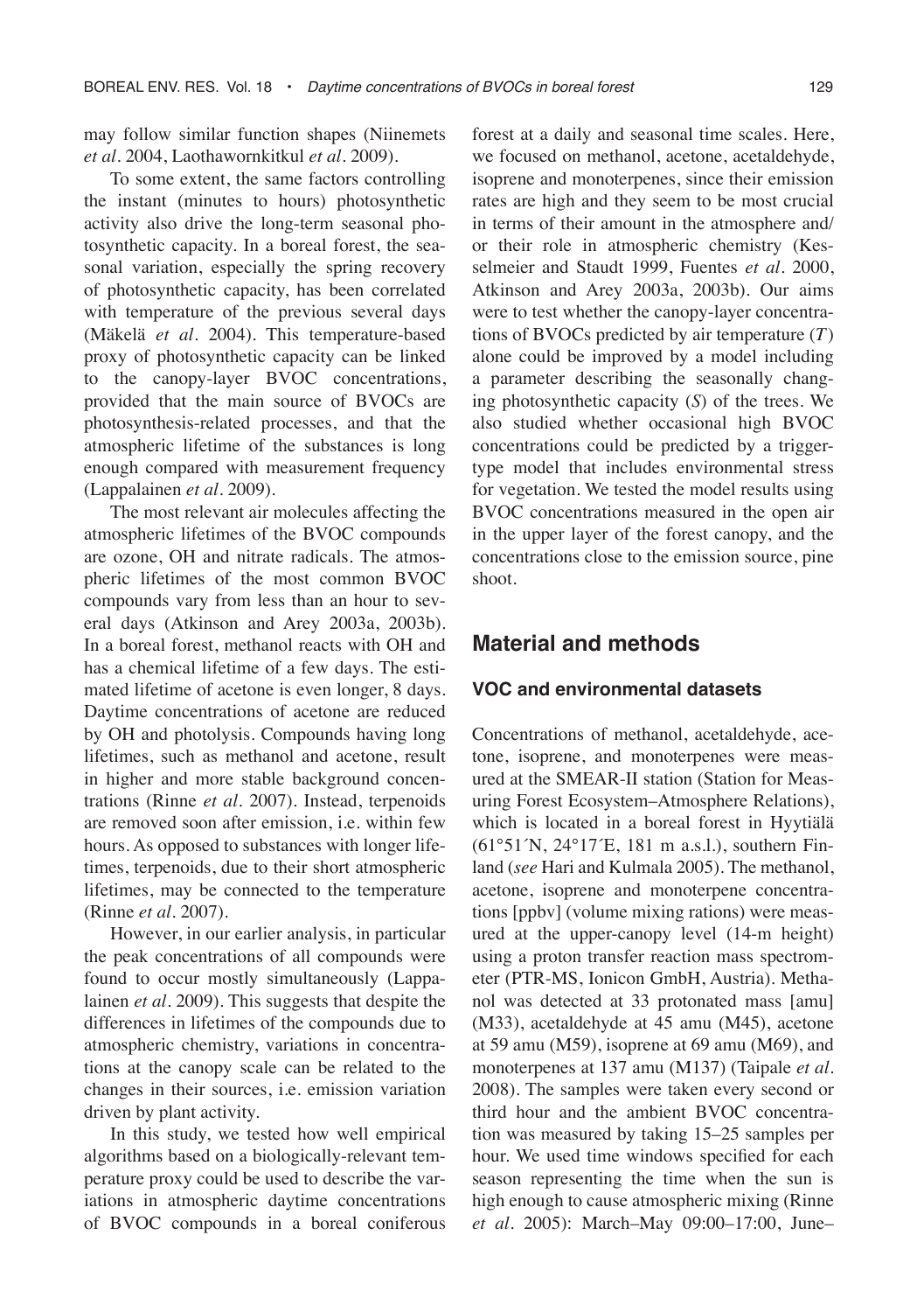may follow similar function shapes (Niinemets *et al*. 2004, Laothawornkitkul *et al*. 2009).

To some extent, the same factors controlling the instant (minutes to hours) photosynthetic activity also drive the long-term seasonal photosynthetic capacity. In a boreal forest, the seasonal variation, especially the spring recovery of photosynthetic capacity, has been correlated with temperature of the previous several days (Mäkelä *et al*. 2004). This temperature-based proxy of photosynthetic capacity can be linked to the canopy-layer BVOC concentrations, provided that the main source of BVOCs are photosynthesis-related processes, and that the atmospheric lifetime of the substances is long enough compared with measurement frequency (Lappalainen *et al*. 2009).

The most relevant air molecules affecting the atmospheric lifetimes of the BVOC compounds are ozone, OH and nitrate radicals. The atmospheric lifetimes of the most common BVOC compounds vary from less than an hour to several days (Atkinson and Arey 2003a, 2003b). In a boreal forest, methanol reacts with OH and has a chemical lifetime of a few days. The estimated lifetime of acetone is even longer, 8 days. Daytime concentrations of acetone are reduced by OH and photolysis. Compounds having long lifetimes, such as methanol and acetone, result in higher and more stable background concentrations (Rinne *et al*. 2007). Instead, terpenoids are removed soon after emission, i.e. within few hours. As opposed to substances with longer lifetimes, terpenoids, due to their short atmospheric lifetimes, may be connected to the temperature (Rinne *et al*. 2007).

However, in our earlier analysis, in particular the peak concentrations of all compounds were found to occur mostly simultaneously (Lappalainen *et al*. 2009). This suggests that despite the differences in lifetimes of the compounds due to atmospheric chemistry, variations in concentrations at the canopy scale can be related to the changes in their sources, i.e. emission variation driven by plant activity.

In this study, we tested how well empirical algorithms based on a biologically-relevant temperature proxy could be used to describe the variations in atmospheric daytime concentrations of BVOC compounds in a boreal coniferous forest at a daily and seasonal time scales. Here, we focused on methanol, acetone, acetaldehyde, isoprene and monoterpenes, since their emission rates are high and they seem to be most crucial in terms of their amount in the atmosphere and/or their role in atmospheric chemistry (Kesselmeier and Staudt 1999, Fuentes *et al*. 2000, Atkinson and Arey 2003a, 2003b). Our aims were to test whether the canopy-layer concentrations of BVOCs predicted by air temperature ($T$) alone could be improved by a model including a parameter describing the seasonally changing photosynthetic capacity ($S$) of the trees. We also studied whether occasional high BVOC concentrations could be predicted by a trigger-type model that includes environmental stress for vegetation. We tested the model results using BVOC concentrations measured in the open air in the upper layer of the forest canopy, and the concentrations close to the emission source, pine shoot.

## Material and methods

### VOC and environmental datasets

Concentrations of methanol, acetaldehyde, acetone, isoprene, and monoterpenes were measured at the SMEAR-II station (Station for Measuring Forest Ecosystem–Atmosphere Relations), which is located in a boreal forest in Hyytiälä (61°51´N, 24°17´E, 181 m a.s.l.), southern Finland (*see* Hari and Kulmala 2005). The methanol, acetone, isoprene and monoterpene concentrations [ppbv] (volume mixing rations) were measured at the upper-canopy level (14-m height) using a proton transfer reaction mass spectrometer (PTR-MS, Ionicon GmbH, Austria). Methanol was detected at 33 protonated mass [amu] (M33), acetaldehyde at 45 amu (M45), acetone at 59 amu (M59), isoprene at 69 amu (M69), and monoterpenes at 137 amu (M137) (Taipale *et al*. 2008). The samples were taken every second or third hour and the ambient BVOC concentration was measured by taking 15–25 samples per hour. We used time windows specified for each season representing the time when the sun is high enough to cause atmospheric mixing (Rinne *et al*. 2005): March–May 09:00–17:00, June–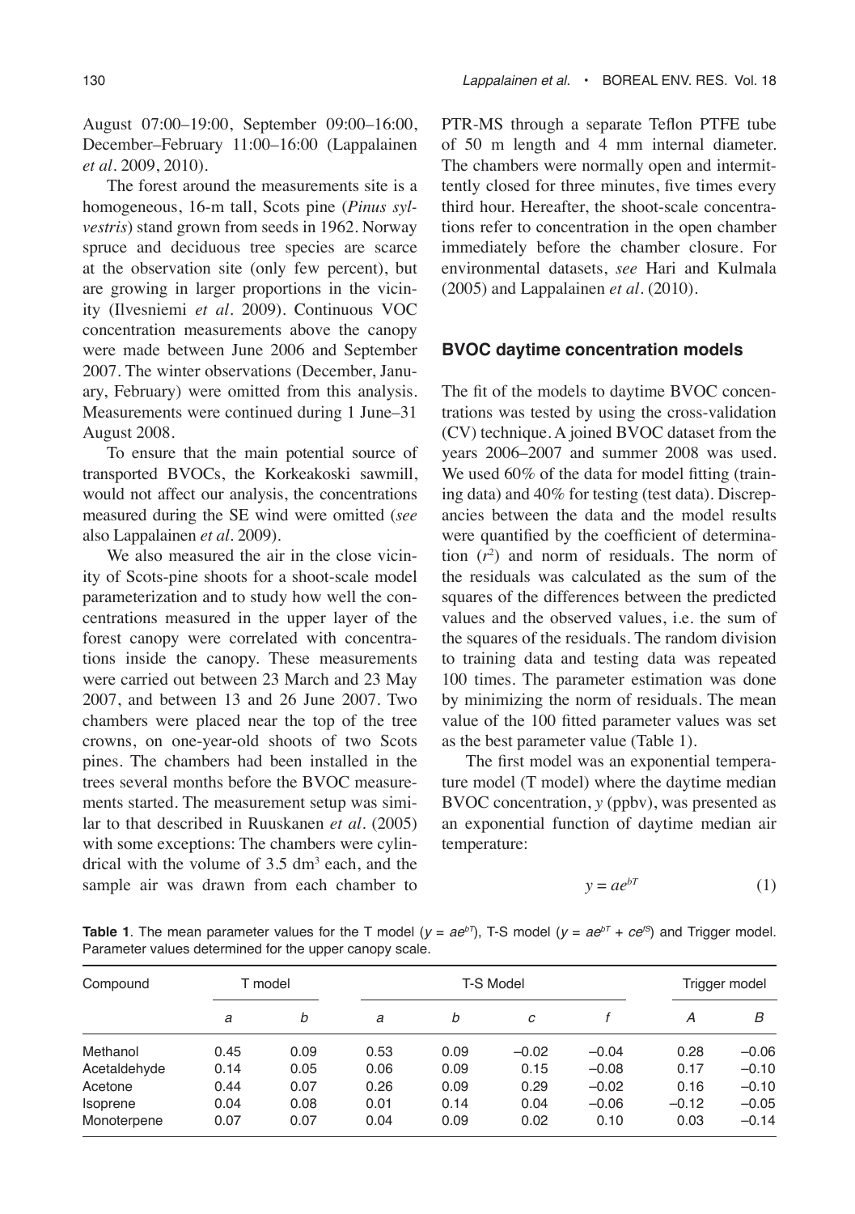August 07:00–19:00, September 09:00–16:00, December–February 11:00–16:00 (Lappalainen *et al*. 2009, 2010).

The forest around the measurements site is a homogeneous, 16-m tall, Scots pine (*Pinus sylvestris*) stand grown from seeds in 1962. Norway spruce and deciduous tree species are scarce at the observation site (only few percent), but are growing in larger proportions in the vicinity (Ilvesniemi *et al*. 2009). Continuous VOC concentration measurements above the canopy were made between June 2006 and September 2007. The winter observations (December, January, February) were omitted from this analysis. Measurements were continued during 1 June–31 August 2008.

To ensure that the main potential source of transported BVOCs, the Korkeakoski sawmill, would not affect our analysis, the concentrations measured during the SE wind were omitted (*see* also Lappalainen *et al*. 2009).

We also measured the air in the close vicinity of Scots-pine shoots for a shoot-scale model parameterization and to study how well the concentrations measured in the upper layer of the forest canopy were correlated with concentrations inside the canopy. These measurements were carried out between 23 March and 23 May 2007, and between 13 and 26 June 2007. Two chambers were placed near the top of the tree crowns, on one-year-old shoots of two Scots pines. The chambers had been installed in the trees several months before the BVOC measurements started. The measurement setup was similar to that described in Ruuskanen *et al*. (2005) with some exceptions: The chambers were cylindrical with the volume of 3.5 $dm^3$ each, and the sample air was drawn from each chamber to PTR-MS through a separate Teflon PTFE tube of 50 m length and 4 mm internal diameter. The chambers were normally open and intermittently closed for three minutes, five times every third hour. Hereafter, the shoot-scale concentrations refer to concentration in the open chamber immediately before the chamber closure. For environmental datasets, *see* Hari and Kulmala (2005) and Lappalainen *et al*. (2010).

## BVOC daytime concentration models

The fit of the models to daytime BVOC concentrations was tested by using the cross-validation (CV) technique. A joined BVOC dataset from the years 2006–2007 and summer 2008 was used. We used 60% of the data for model fitting (training data) and 40% for testing (test data). Discrepancies between the data and the model results were quantified by the coefficient of determination ($r^2$) and norm of residuals. The norm of the residuals was calculated as the sum of the squares of the differences between the predicted values and the observed values, i.e. the sum of the squares of the residuals. The random division to training data and testing data was repeated 100 times. The parameter estimation was done by minimizing the norm of residuals. The mean value of the 100 fitted parameter values was set as the best parameter value (Table 1).

The first model was an exponential temperature model (T model) where the daytime median BVOC concentration, $y$ (ppbv), was presented as an exponential function of daytime median air temperature:

$$y = ae^{bT} \quad (1)$$

**Table 1**. The mean parameter values for the T model ($y = ae^{bT}$), T-S model ($y = ae^{bT} + ce^{fS}$) and Trigger model. Parameter values determined for the upper canopy scale.

| Compound | T model | | T-S Model | | | | Trigger model | |
|---|---|---|---|---|---|---|---|---|
| | *a* | *b* | *a* | *b* | *c* | *f* | *A* | *B* |
| Methanol | 0.45 | 0.09 | 0.53 | 0.09 | –0.02 | –0.04 | 0.28 | –0.06 |
| Acetaldehyde | 0.14 | 0.05 | 0.06 | 0.09 | 0.15 | –0.08 | 0.17 | –0.10 |
| Acetone | 0.44 | 0.07 | 0.26 | 0.09 | 0.29 | –0.02 | 0.16 | –0.10 |
| Isoprene | 0.04 | 0.08 | 0.01 | 0.14 | 0.04 | –0.06 | –0.12 | –0.05 |
| Monoterpene | 0.07 | 0.07 | 0.04 | 0.09 | 0.02 | 0.10 | 0.03 | –0.14 |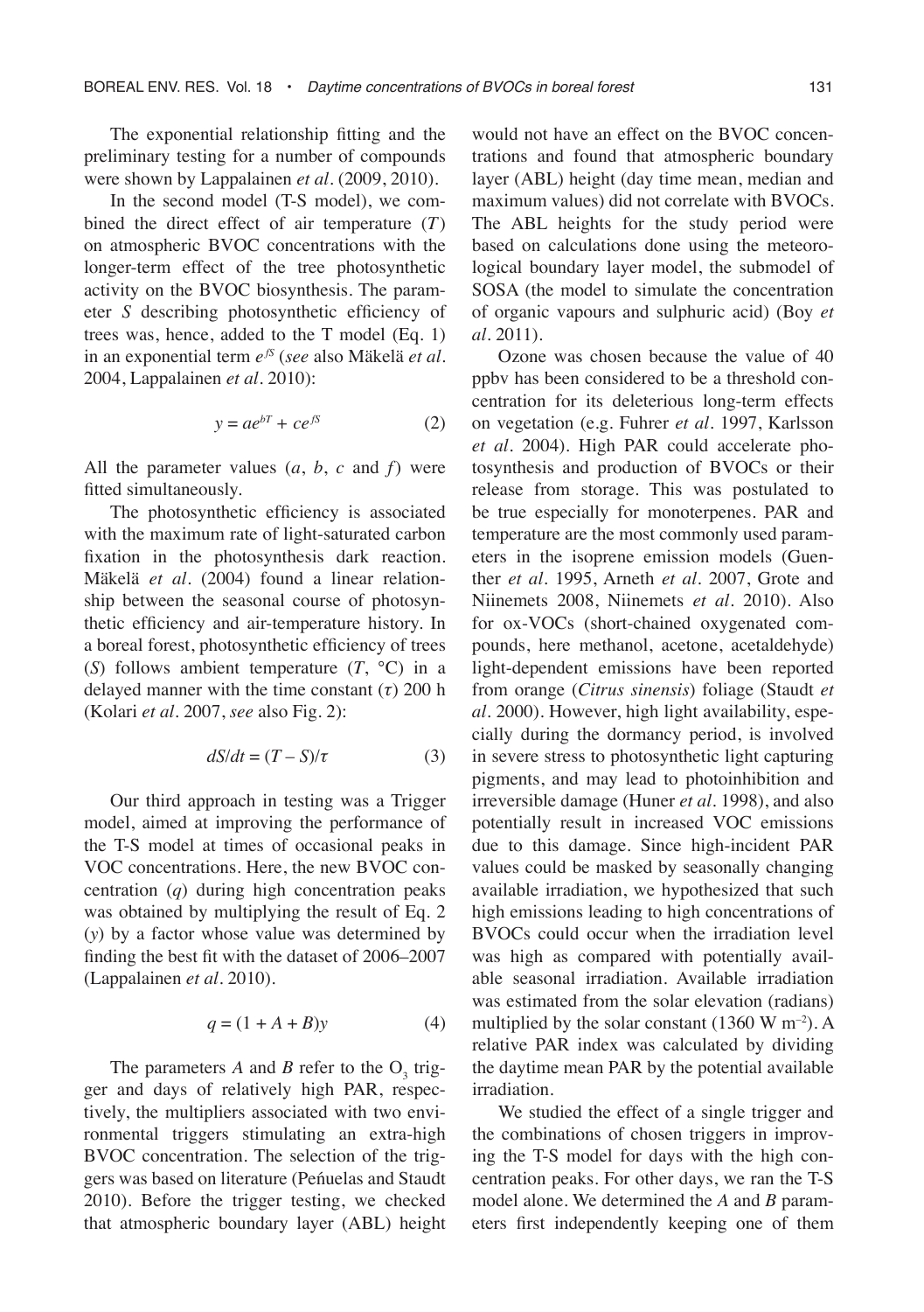The exponential relationship fitting and the preliminary testing for a number of compounds were shown by Lappalainen *et al.* (2009, 2010).

In the second model (T-S model), we combined the direct effect of air temperature ($T$) on atmospheric BVOC concentrations with the longer-term effect of the tree photosynthetic activity on the BVOC biosynthesis. The parameter $S$ describing photosynthetic efficiency of trees was, hence, added to the T model (Eq. 1) in an exponential term $e^{fS}$ (*see* also Mäkelä *et al.* 2004, Lappalainen *et al.* 2010):

$$y = ae^{bT} + ce^{fS} \tag{2}$$

All the parameter values ($a$, $b$, $c$ and $f$) were fitted simultaneously.

The photosynthetic efficiency is associated with the maximum rate of light-saturated carbon fixation in the photosynthesis dark reaction. Mäkelä *et al.* (2004) found a linear relationship between the seasonal course of photosynthetic efficiency and air-temperature history. In a boreal forest, photosynthetic efficiency of trees ($S$) follows ambient temperature ($T$, °C) in a delayed manner with the time constant ($\tau$) 200 h (Kolari *et al.* 2007, *see* also Fig. 2):

$$dS/dt = (T - S)/\tau \tag{3}$$

Our third approach in testing was a Trigger model, aimed at improving the performance of the T-S model at times of occasional peaks in VOC concentrations. Here, the new BVOC concentration ($q$) during high concentration peaks was obtained by multiplying the result of Eq. 2 ($y$) by a factor whose value was determined by finding the best fit with the dataset of 2006–2007 (Lappalainen *et al.* 2010).

$$q = (1 + A + B)y \tag{4}$$

The parameters $A$ and $B$ refer to the $O_3$ trigger and days of relatively high PAR, respectively, the multipliers associated with two environmental triggers stimulating an extra-high BVOC concentration. The selection of the triggers was based on literature (Peńuelas and Staudt 2010). Before the trigger testing, we checked that atmospheric boundary layer (ABL) height would not have an effect on the BVOC concentrations and found that atmospheric boundary layer (ABL) height (day time mean, median and maximum values) did not correlate with BVOCs. The ABL heights for the study period were based on calculations done using the meteorological boundary layer model, the submodel of SOSA (the model to simulate the concentration of organic vapours and sulphuric acid) (Boy *et al.* 2011).

Ozone was chosen because the value of 40 ppbv has been considered to be a threshold concentration for its deleterious long-term effects on vegetation (e.g. Fuhrer *et al.* 1997, Karlsson *et al.* 2004). High PAR could accelerate photosynthesis and production of BVOCs or their release from storage. This was postulated to be true especially for monoterpenes. PAR and temperature are the most commonly used parameters in the isoprene emission models (Guenther *et al.* 1995, Arneth *et al.* 2007, Grote and Niinemets 2008, Niinemets *et al.* 2010). Also for ox-VOCs (short-chained oxygenated compounds, here methanol, acetone, acetaldehyde) light-dependent emissions have been reported from orange (*Citrus sinensis*) foliage (Staudt *et al.* 2000). However, high light availability, especially during the dormancy period, is involved in severe stress to photosynthetic light capturing pigments, and may lead to photoinhibition and irreversible damage (Huner *et al.* 1998), and also potentially result in increased VOC emissions due to this damage. Since high-incident PAR values could be masked by seasonally changing available irradiation, we hypothesized that such high emissions leading to high concentrations of BVOCs could occur when the irradiation level was high as compared with potentially available seasonal irradiation. Available irradiation was estimated from the solar elevation (radians) multiplied by the solar constant (1360 W m$^{-2}$). A relative PAR index was calculated by dividing the daytime mean PAR by the potential available irradiation.

We studied the effect of a single trigger and the combinations of chosen triggers in improving the T-S model for days with the high concentration peaks. For other days, we ran the T-S model alone. We determined the $A$ and $B$ parameters first independently keeping one of them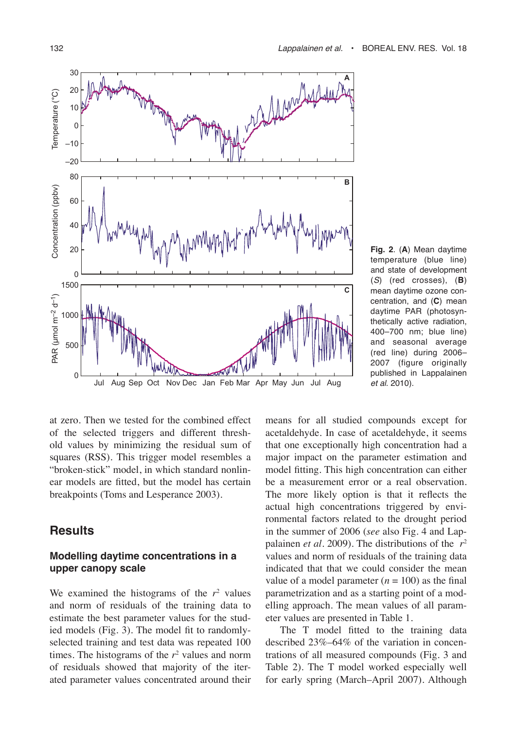**Fig. 2**. (**A**) Mean daytime temperature (blue line) and state of development ($S$) (red crosses), (**B**) mean daytime ozone concentration, and (**C**) mean daytime PAR (photosynthetically active radiation, 400–700 nm; blue line) and seasonal average (red line) during 2006–2007 (figure originally published in Lappalainen *et al*. 2010).

at zero. Then we tested for the combined effect of the selected triggers and different threshold values by minimizing the residual sum of squares (RSS). This trigger model resembles a "broken-stick" model, in which standard nonlinear models are fitted, but the model has certain breakpoints (Toms and Lesperance 2003).

## Results

### Modelling daytime concentrations in a upper canopy scale

We examined the histograms of the $r^2$ values and norm of residuals of the training data to estimate the best parameter values for the studied models (Fig. 3). The model fit to randomly-selected training and test data was repeated 100 times. The histograms of the $r^2$ values and norm of residuals showed that majority of the iterated parameter values concentrated around their means for all studied compounds except for acetaldehyde. In case of acetaldehyde, it seems that one exceptionally high concentration had a major impact on the parameter estimation and model fitting. This high concentration can either be a measurement error or a real observation. The more likely option is that it reflects the actual high concentrations triggered by environmental factors related to the drought period in the summer of 2006 (*see* also Fig. 4 and Lappalainen *et al*. 2009). The distributions of the $r^2$ values and norm of residuals of the training data indicated that that we could consider the mean value of a model parameter ($n = 100$) as the final parametrization and as a starting point of a modelling approach. The mean values of all parameter values are presented in Table 1.

The T model fitted to the training data described 23%–64% of the variation in concentrations of all measured compounds (Fig. 3 and Table 2). The T model worked especially well for early spring (March–April 2007). Although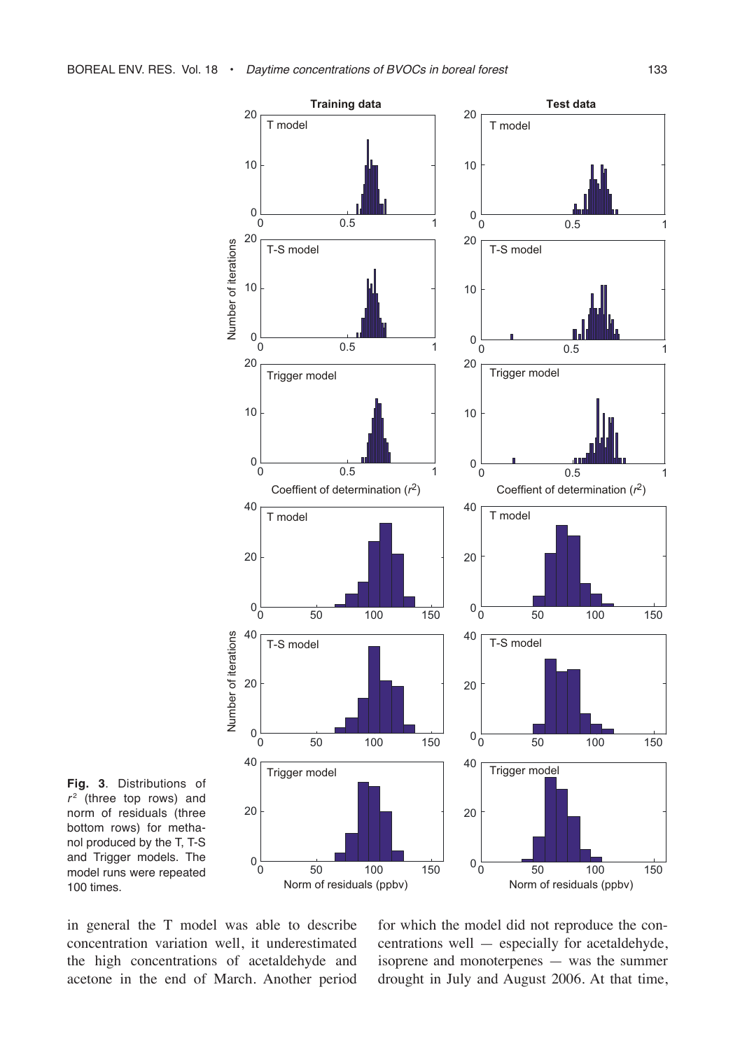**Fig. 3**. Distributions of $r^2$ (three top rows) and norm of residuals (three bottom rows) for methanol produced by the T, T-S and Trigger models. The model runs were repeated 100 times.

in general the T model was able to describe concentration variation well, it underestimated the high concentrations of acetaldehyde and acetone in the end of March. Another period for which the model did not reproduce the concentrations well — especially for acetaldehyde, isoprene and monoterpenes — was the summer drought in July and August 2006. At that time,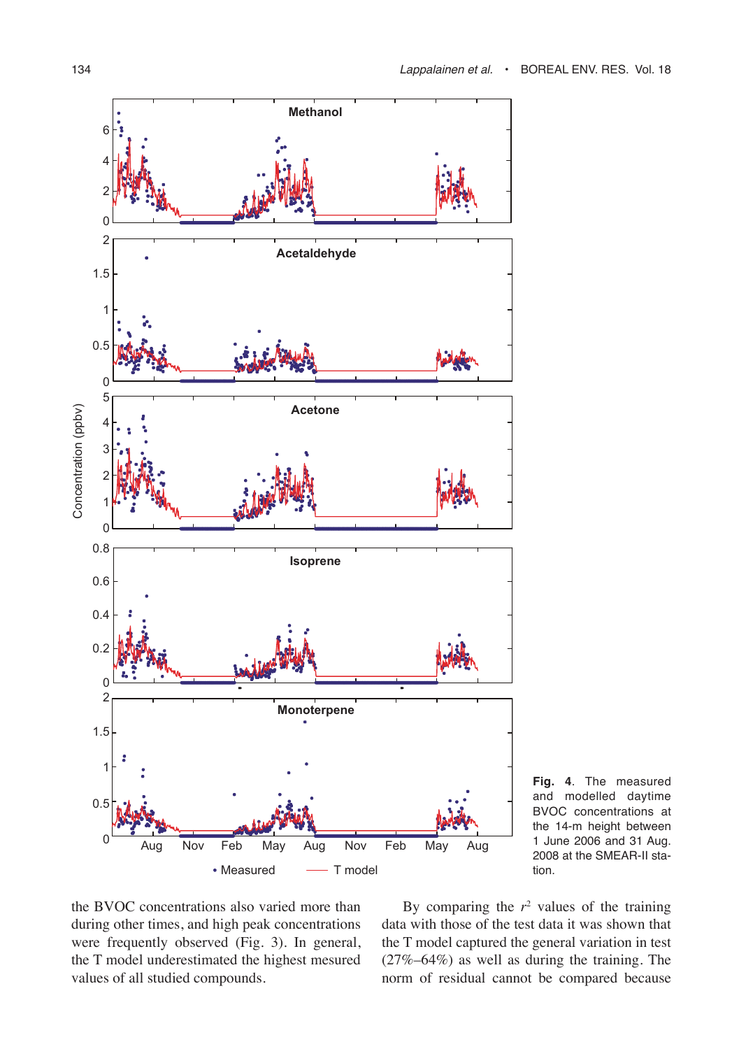**Fig. 4**. The measured and modelled daytime BVOC concentrations at the 14-m height between 1 June 2006 and 31 Aug. 2008 at the SMEAR-II station.

the BVOC concentrations also varied more than during other times, and high peak concentrations were frequently observed (Fig. 3). In general, the T model underestimated the highest mesured values of all studied compounds.

By comparing the $r^2$ values of the training data with those of the test data it was shown that the T model captured the general variation in test (27%–64%) as well as during the training. The norm of residual cannot be compared because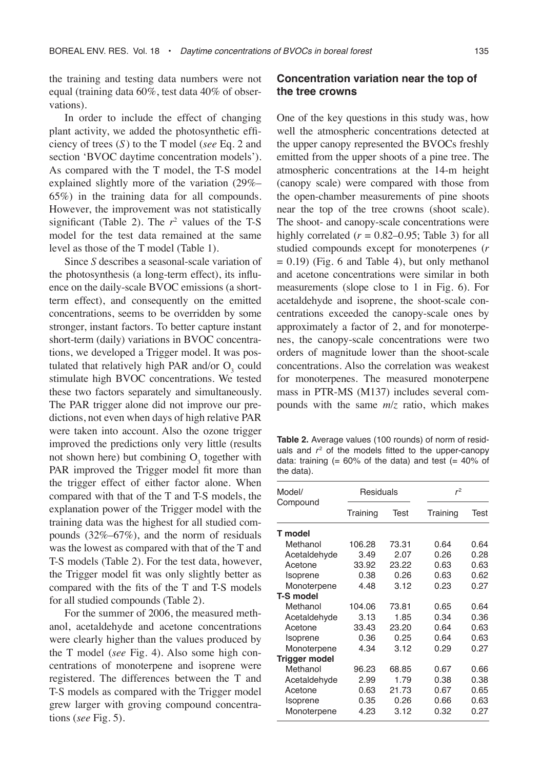the training and testing data numbers were not equal (training data 60%, test data 40% of observations).

In order to include the effect of changing plant activity, we added the photosynthetic efficiency of trees ($S$) to the T model (*see* Eq. 2 and section 'BVOC daytime concentration models'). As compared with the T model, the T-S model explained slightly more of the variation (29%–65%) in the training data for all compounds. However, the improvement was not statistically significant (Table 2). The $r^2$ values of the T-S model for the test data remained at the same level as those of the T model (Table 1).

Since $S$ describes a seasonal-scale variation of the photosynthesis (a long-term effect), its influence on the daily-scale BVOC emissions (a short-term effect), and consequently on the emitted concentrations, seems to be overridden by some stronger, instant factors. To better capture instant short-term (daily) variations in BVOC concentrations, we developed a Trigger model. It was postulated that relatively high PAR and/or $O_3$ could stimulate high BVOC concentrations. We tested these two factors separately and simultaneously. The PAR trigger alone did not improve our predictions, not even when days of high relative PAR were taken into account. Also the ozone trigger improved the predictions only very little (results not shown here) but combining $O_3$ together with PAR improved the Trigger model fit more than the trigger effect of either factor alone. When compared with that of the T and T-S models, the explanation power of the Trigger model with the training data was the highest for all studied compounds (32%–67%), and the norm of residuals was the lowest as compared with that of the T and T-S models (Table 2). For the test data, however, the Trigger model fit was only slightly better as compared with the fits of the T and T-S models for all studied compounds (Table 2).

For the summer of 2006, the measured methanol, acetaldehyde and acetone concentrations were clearly higher than the values produced by the T model (*see* Fig. 4). Also some high concentrations of monoterpene and isoprene were registered. The differences between the T and T-S models as compared with the Trigger model grew larger with groving compound concentrations (*see* Fig. 5).

## Concentration variation near the top of the tree crowns

One of the key questions in this study was, how well the atmospheric concentrations detected at the upper canopy represented the BVOCs freshly emitted from the upper shoots of a pine tree. The atmospheric concentrations at the 14-m height (canopy scale) were compared with those from the open-chamber measurements of pine shoots near the top of the tree crowns (shoot scale). The shoot- and canopy-scale concentrations were highly correlated ($r$ = 0.82–0.95; Table 3) for all studied compounds except for monoterpenes ($r$ = 0.19) (Fig. 6 and Table 4), but only methanol and acetone concentrations were similar in both measurements (slope close to 1 in Fig. 6). For acetaldehyde and isoprene, the shoot-scale concentrations exceeded the canopy-scale ones by approximately a factor of 2, and for monoterpenes, the canopy-scale concentrations were two orders of magnitude lower than the shoot-scale concentrations. Also the correlation was weakest for monoterpenes. The measured monoterpene mass in PTR-MS (M137) includes several compounds with the same $m/z$ ratio, which makes

**Table 2.** Average values (100 rounds) of norm of residuals and $r^2$ of the models fitted to the upper-canopy data: training (= 60% of the data) and test (= 40% of the data).

| Model/ Compound | Residuals | | $r^2$ | |
|---|---|---|---|---|
| | Training | Test | Training | Test |
| **T model** | | | | |
| Methanol | 106.28 | 73.31 | 0.64 | 0.64 |
| Acetaldehyde | 3.49 | 2.07 | 0.26 | 0.28 |
| Acetone | 33.92 | 23.22 | 0.63 | 0.63 |
| Isoprene | 0.38 | 0.26 | 0.63 | 0.62 |
| Monoterpene | 4.48 | 3.12 | 0.23 | 0.27 |
| **T-S model** | | | | |
| Methanol | 104.06 | 73.81 | 0.65 | 0.64 |
| Acetaldehyde | 3.13 | 1.85 | 0.34 | 0.36 |
| Acetone | 33.43 | 23.20 | 0.64 | 0.63 |
| Isoprene | 0.36 | 0.25 | 0.64 | 0.63 |
| Monoterpene | 4.34 | 3.12 | 0.29 | 0.27 |
| **Trigger model** | | | | |
| Methanol | 96.23 | 68.85 | 0.67 | 0.66 |
| Acetaldehyde | 2.99 | 1.79 | 0.38 | 0.38 |
| Acetone | 0.63 | 21.73 | 0.67 | 0.65 |
| Isoprene | 0.35 | 0.26 | 0.66 | 0.63 |
| Monoterpene | 4.23 | 3.12 | 0.32 | 0.27 |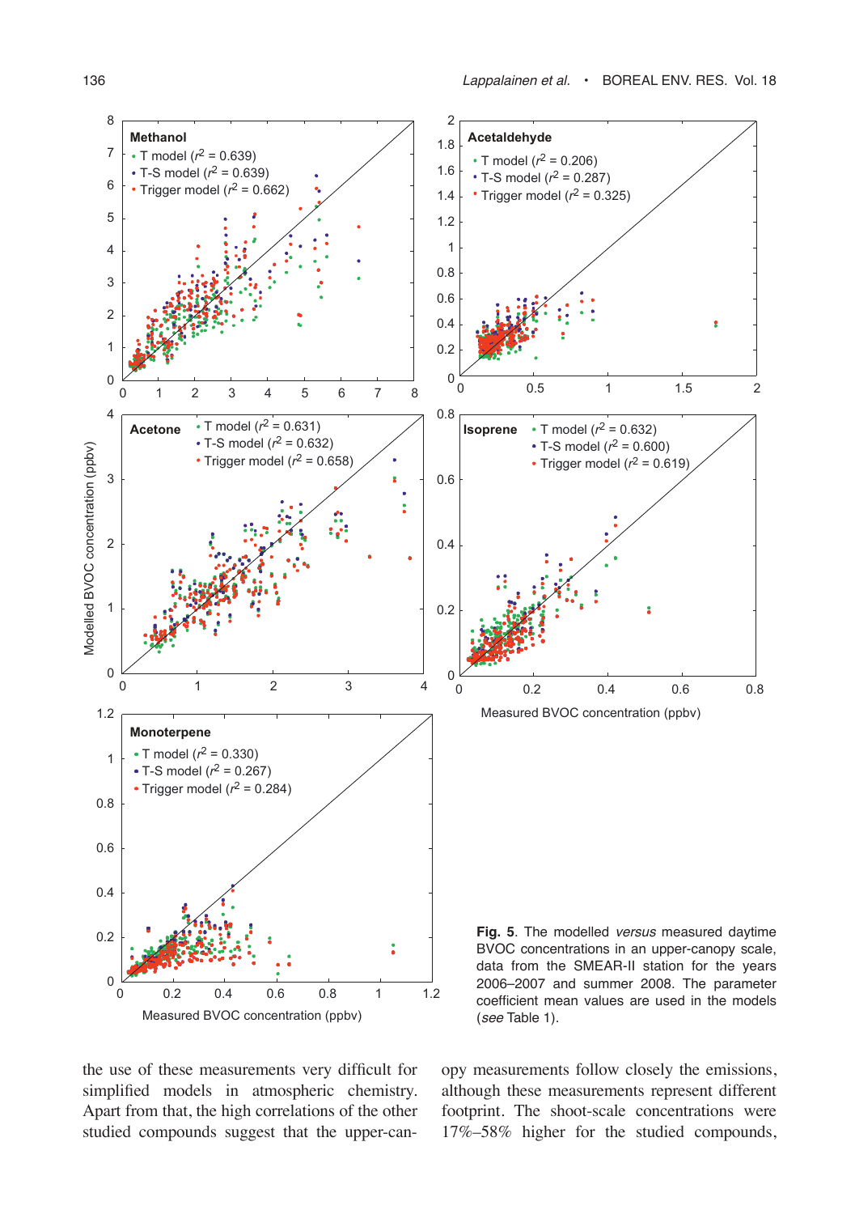**Fig. 5**. The modelled *versus* measured daytime BVOC concentrations in an upper-canopy scale, data from the SMEAR-II station for the years 2006–2007 and summer 2008. The parameter coefficient mean values are used in the models (*see* Table 1).

the use of these measurements very difficult for simplified models in atmospheric chemistry. Apart from that, the high correlations of the other studied compounds suggest that the upper-canopy measurements follow closely the emissions, although these measurements represent different footprint. The shoot-scale concentrations were 17%–58% higher for the studied compounds,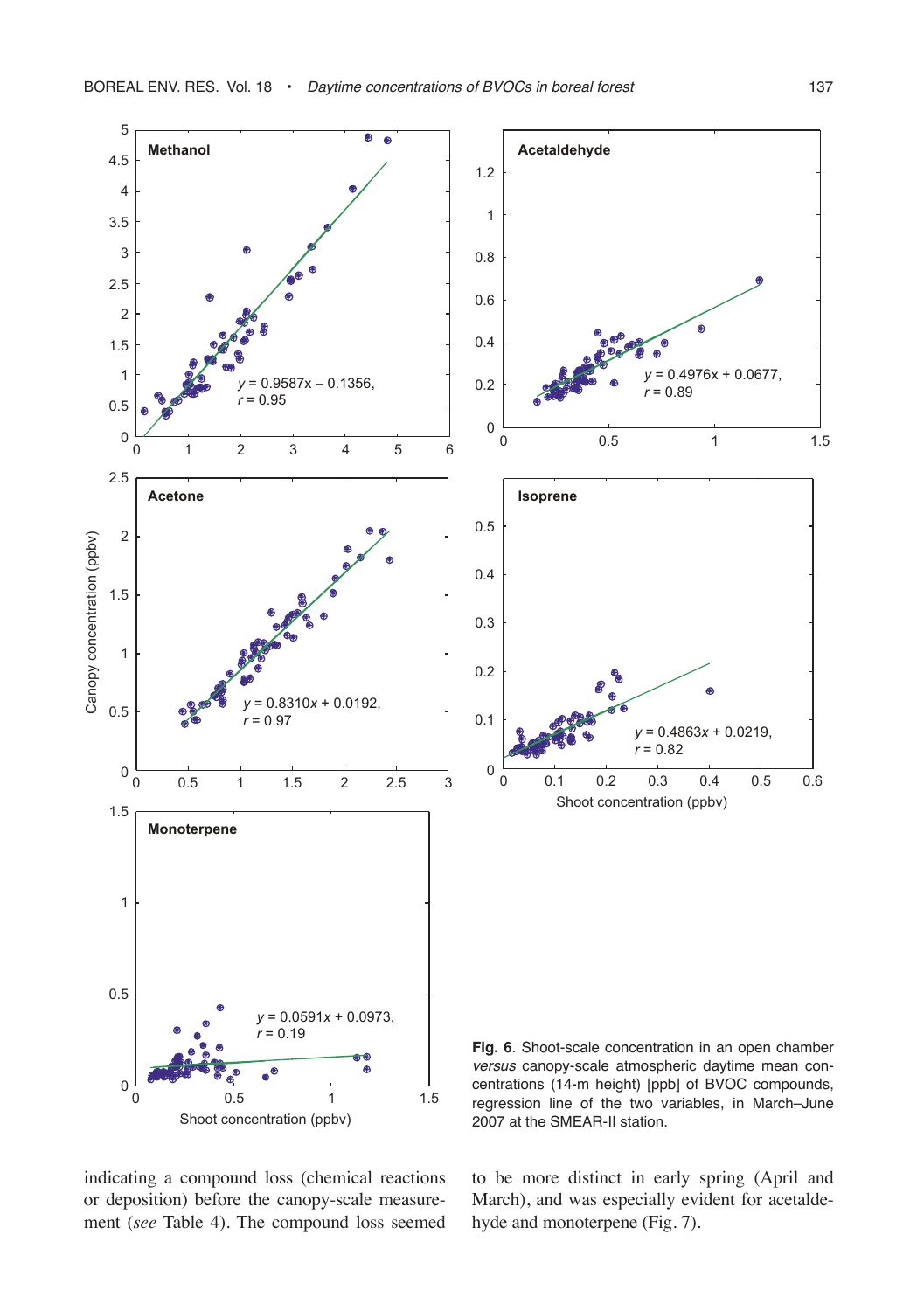**Fig. 6**. Shoot-scale concentration in an open chamber *versus* canopy-scale atmospheric daytime mean concentrations (14-m height) [ppb] of BVOC compounds, regression line of the two variables, in March–June 2007 at the SMEAR-II station.

indicating a compound loss (chemical reactions or deposition) before the canopy-scale measurement (*see* Table 4). The compound loss seemed to be more distinct in early spring (April and March), and was especially evident for acetaldehyde and monoterpene (Fig. 7).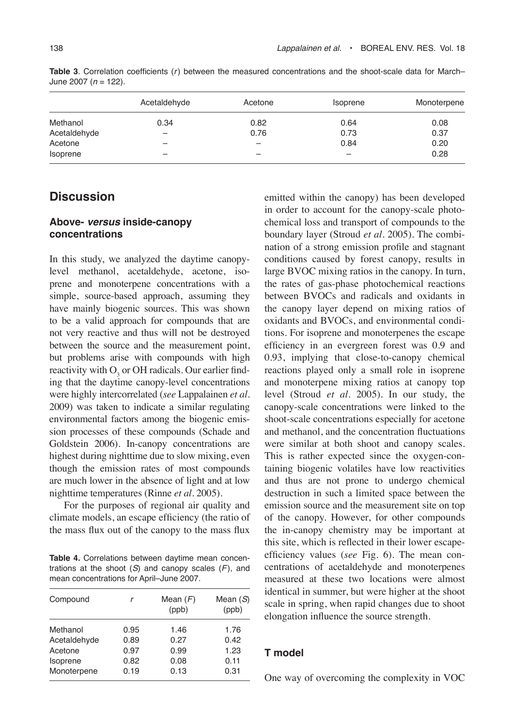**Table 3**. Correlation coefficients ($r$) between the measured concentrations and the shoot-scale data for March–June 2007 ($n$ = 122).

| | Acetaldehyde | Acetone | Isoprene | Monoterpene |
|---|---|---|---|---|
| Methanol | 0.34 | 0.82 | 0.64 | 0.08 |
| Acetaldehyde | – | 0.76 | 0.73 | 0.37 |
| Acetone | – | – | 0.84 | 0.20 |
| Isoprene | – | – | – | 0.28 |

## Discussion

### Above- *versus* inside-canopy concentrations

In this study, we analyzed the daytime canopy-level methanol, acetaldehyde, acetone, isoprene and monoterpene concentrations with a simple, source-based approach, assuming they have mainly biogenic sources. This was shown to be a valid approach for compounds that are not very reactive and thus will not be destroyed between the source and the measurement point, but problems arise with compounds with high reactivity with $O_3$ or OH radicals. Our earlier finding that the daytime canopy-level concentrations were highly intercorrelated (*see* Lappalainen *et al.* 2009) was taken to indicate a similar regulating environmental factors among the biogenic emission processes of these compounds (Schade and Goldstein 2006). In-canopy concentrations are highest during nighttime due to slow mixing, even though the emission rates of most compounds are much lower in the absence of light and at low nighttime temperatures (Rinne *et al.* 2005).

For the purposes of regional air quality and climate models, an escape efficiency (the ratio of the mass flux out of the canopy to the mass flux emitted within the canopy) has been developed in order to account for the canopy-scale photochemical loss and transport of compounds to the boundary layer (Stroud *et al.* 2005). The combination of a strong emission profile and stagnant conditions caused by forest canopy, results in large BVOC mixing ratios in the canopy. In turn, the rates of gas-phase photochemical reactions between BVOCs and radicals and oxidants in the canopy layer depend on mixing ratios of oxidants and BVOCs, and environmental conditions. For isoprene and monoterpenes the escape efficiency in an evergreen forest was 0.9 and 0.93, implying that close-to-canopy chemical reactions played only a small role in isoprene and monoterpene mixing ratios at canopy top level (Stroud *et al.* 2005). In our study, the canopy-scale concentrations were linked to the shoot-scale concentrations especially for acetone and methanol, and the concentration fluctuations were similar at both shoot and canopy scales. This is rather expected since the oxygen-containing biogenic volatiles have low reactivities and thus are not prone to undergo chemical destruction in such a limited space between the emission source and the measurement site on top of the canopy. However, for other compounds the in-canopy chemistry may be important at this site, which is reflected in their lower escape-efficiency values (*see* Fig. 6). The mean concentrations of acetaldehyde and monoterpenes measured at these two locations were almost identical in summer, but were higher at the shoot scale in spring, when rapid changes due to shoot elongation influence the source strength.

**Table 4.** Correlations between daytime mean concentrations at the shoot ($S$) and canopy scales ($F$), and mean concentrations for April–June 2007.

| Compound | $r$ | Mean ($F$) (ppb) | Mean ($S$) (ppb) |
|---|---|---|---|
| Methanol | 0.95 | 1.46 | 1.76 |
| Acetaldehyde | 0.89 | 0.27 | 0.42 |
| Acetone | 0.97 | 0.99 | 1.23 |
| Isoprene | 0.82 | 0.08 | 0.11 |
| Monoterpene | 0.19 | 0.13 | 0.31 |

### T model

One way of overcoming the complexity in VOC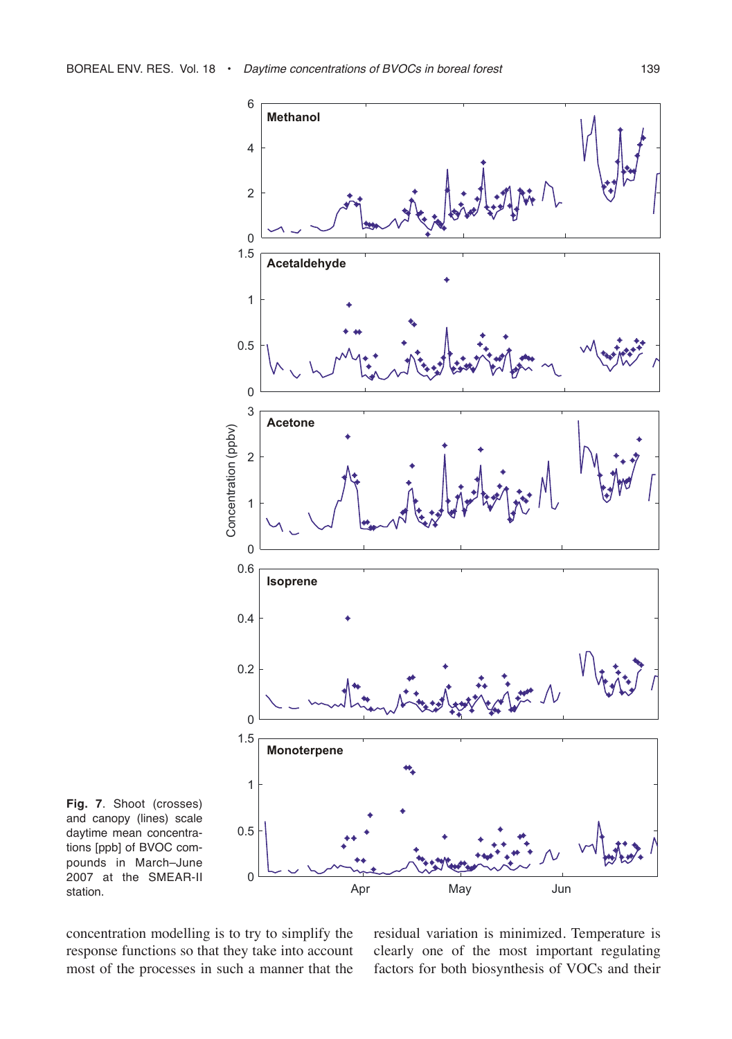**Fig. 7**. Shoot (crosses) and canopy (lines) scale daytime mean concentrations [ppb] of BVOC compounds in March–June 2007 at the SMEAR-II station.

concentration modelling is to try to simplify the response functions so that they take into account most of the processes in such a manner that the residual variation is minimized. Temperature is clearly one of the most important regulating factors for both biosynthesis of VOCs and their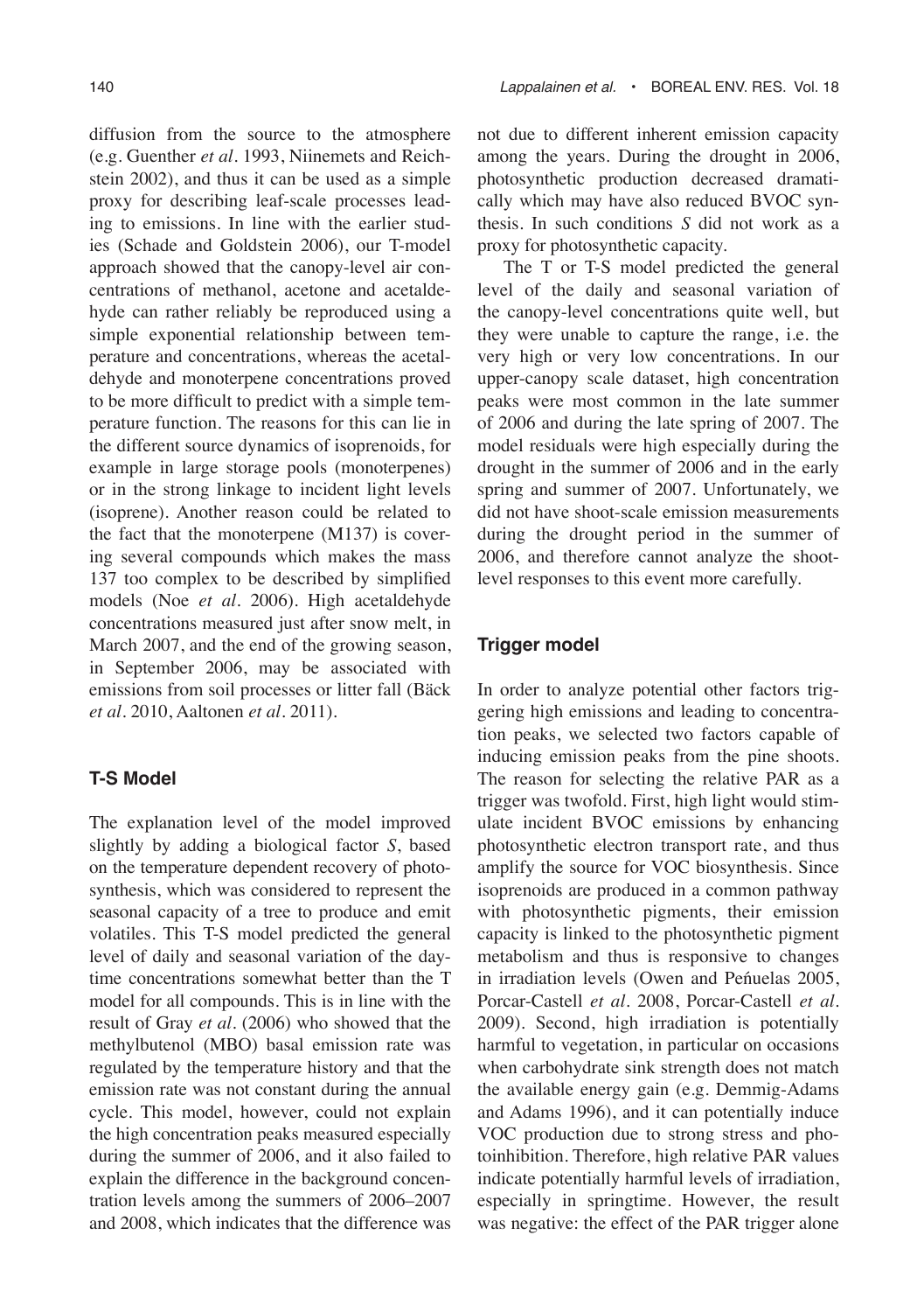diffusion from the source to the atmosphere (e.g. Guenther *et al.* 1993, Niinemets and Reichstein 2002), and thus it can be used as a simple proxy for describing leaf-scale processes leading to emissions. In line with the earlier studies (Schade and Goldstein 2006), our T-model approach showed that the canopy-level air concentrations of methanol, acetone and acetaldehyde can rather reliably be reproduced using a simple exponential relationship between temperature and concentrations, whereas the acetaldehyde and monoterpene concentrations proved to be more difficult to predict with a simple temperature function. The reasons for this can lie in the different source dynamics of isoprenoids, for example in large storage pools (monoterpenes) or in the strong linkage to incident light levels (isoprene). Another reason could be related to the fact that the monoterpene (M137) is covering several compounds which makes the mass 137 too complex to be described by simplified models (Noe *et al.* 2006). High acetaldehyde concentrations measured just after snow melt, in March 2007, and the end of the growing season, in September 2006, may be associated with emissions from soil processes or litter fall (Bäck *et al.* 2010, Aaltonen *et al.* 2011).

### T-S Model

The explanation level of the model improved slightly by adding a biological factor *S*, based on the temperature dependent recovery of photosynthesis, which was considered to represent the seasonal capacity of a tree to produce and emit volatiles. This T-S model predicted the general level of daily and seasonal variation of the daytime concentrations somewhat better than the T model for all compounds. This is in line with the result of Gray *et al.* (2006) who showed that the methylbutenol (MBO) basal emission rate was regulated by the temperature history and that the emission rate was not constant during the annual cycle. This model, however, could not explain the high concentration peaks measured especially during the summer of 2006, and it also failed to explain the difference in the background concentration levels among the summers of 2006–2007 and 2008, which indicates that the difference was not due to different inherent emission capacity among the years. During the drought in 2006, photosynthetic production decreased dramatically which may have also reduced BVOC synthesis. In such conditions *S* did not work as a proxy for photosynthetic capacity.

The T or T-S model predicted the general level of the daily and seasonal variation of the canopy-level concentrations quite well, but they were unable to capture the range, i.e. the very high or very low concentrations. In our upper-canopy scale dataset, high concentration peaks were most common in the late summer of 2006 and during the late spring of 2007. The model residuals were high especially during the drought in the summer of 2006 and in the early spring and summer of 2007. Unfortunately, we did not have shoot-scale emission measurements during the drought period in the summer of 2006, and therefore cannot analyze the shoot-level responses to this event more carefully.

### Trigger model

In order to analyze potential other factors triggering high emissions and leading to concentration peaks, we selected two factors capable of inducing emission peaks from the pine shoots. The reason for selecting the relative PAR as a trigger was twofold. First, high light would stimulate incident BVOC emissions by enhancing photosynthetic electron transport rate, and thus amplify the source for VOC biosynthesis. Since isoprenoids are produced in a common pathway with photosynthetic pigments, their emission capacity is linked to the photosynthetic pigment metabolism and thus is responsive to changes in irradiation levels (Owen and Peñuelas 2005, Porcar-Castell *et al.* 2008, Porcar-Castell *et al.* 2009). Second, high irradiation is potentially harmful to vegetation, in particular on occasions when carbohydrate sink strength does not match the available energy gain (e.g. Demmig-Adams and Adams 1996), and it can potentially induce VOC production due to strong stress and photoinhibition. Therefore, high relative PAR values indicate potentially harmful levels of irradiation, especially in springtime. However, the result was negative: the effect of the PAR trigger alone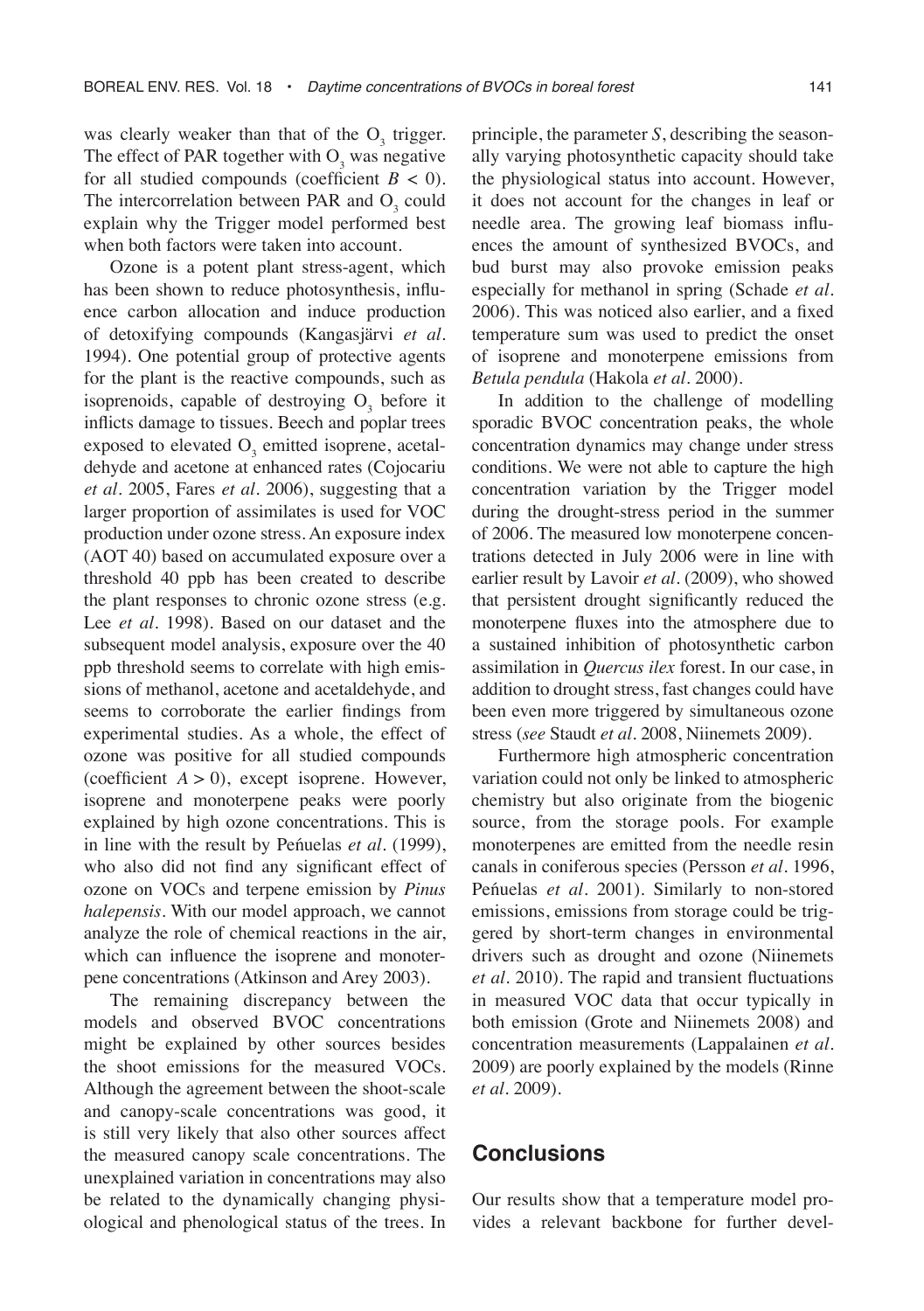was clearly weaker than that of the $O_3$ trigger. The effect of PAR together with $O_3$ was negative for all studied compounds (coefficient $B < 0$). The intercorrelation between PAR and $O_3$ could explain why the Trigger model performed best when both factors were taken into account.

Ozone is a potent plant stress-agent, which has been shown to reduce photosynthesis, influence carbon allocation and induce production of detoxifying compounds (Kangasjärvi *et al.* 1994). One potential group of protective agents for the plant is the reactive compounds, such as isoprenoids, capable of destroying $O_3$ before it inflicts damage to tissues. Beech and poplar trees exposed to elevated $O_3$ emitted isoprene, acetaldehyde and acetone at enhanced rates (Cojocariu *et al.* 2005, Fares *et al.* 2006), suggesting that a larger proportion of assimilates is used for VOC production under ozone stress. An exposure index (AOT 40) based on accumulated exposure over a threshold 40 ppb has been created to describe the plant responses to chronic ozone stress (e.g. Lee *et al.* 1998). Based on our dataset and the subsequent model analysis, exposure over the 40 ppb threshold seems to correlate with high emissions of methanol, acetone and acetaldehyde, and seems to corroborate the earlier findings from experimental studies. As a whole, the effect of ozone was positive for all studied compounds (coefficient $A > 0$), except isoprene. However, isoprene and monoterpene peaks were poorly explained by high ozone concentrations. This is in line with the result by Peñuelas *et al.* (1999), who also did not find any significant effect of ozone on VOCs and terpene emission by *Pinus halepensis*. With our model approach, we cannot analyze the role of chemical reactions in the air, which can influence the isoprene and monoterpene concentrations (Atkinson and Arey 2003).

The remaining discrepancy between the models and observed BVOC concentrations might be explained by other sources besides the shoot emissions for the measured VOCs. Although the agreement between the shoot-scale and canopy-scale concentrations was good, it is still very likely that also other sources affect the measured canopy scale concentrations. The unexplained variation in concentrations may also be related to the dynamically changing physiological and phenological status of the trees. In principle, the parameter $S$, describing the seasonally varying photosynthetic capacity should take the physiological status into account. However, it does not account for the changes in leaf or needle area. The growing leaf biomass influences the amount of synthesized BVOCs, and bud burst may also provoke emission peaks especially for methanol in spring (Schade *et al.* 2006). This was noticed also earlier, and a fixed temperature sum was used to predict the onset of isoprene and monoterpene emissions from *Betula pendula* (Hakola *et al.* 2000).

In addition to the challenge of modelling sporadic BVOC concentration peaks, the whole concentration dynamics may change under stress conditions. We were not able to capture the high concentration variation by the Trigger model during the drought-stress period in the summer of 2006. The measured low monoterpene concentrations detected in July 2006 were in line with earlier result by Lavoir *et al.* (2009), who showed that persistent drought significantly reduced the monoterpene fluxes into the atmosphere due to a sustained inhibition of photosynthetic carbon assimilation in *Quercus ilex* forest. In our case, in addition to drought stress, fast changes could have been even more triggered by simultaneous ozone stress (*see* Staudt *et al.* 2008, Niinemets 2009).

Furthermore high atmospheric concentration variation could not only be linked to atmospheric chemistry but also originate from the biogenic source, from the storage pools. For example monoterpenes are emitted from the needle resin canals in coniferous species (Persson *et al.* 1996, Peñuelas *et al.* 2001). Similarly to non-stored emissions, emissions from storage could be triggered by short-term changes in environmental drivers such as drought and ozone (Niinemets *et al.* 2010). The rapid and transient fluctuations in measured VOC data that occur typically in both emission (Grote and Niinemets 2008) and concentration measurements (Lappalainen *et al.* 2009) are poorly explained by the models (Rinne *et al.* 2009).

## Conclusions

Our results show that a temperature model provides a relevant backbone for further devel-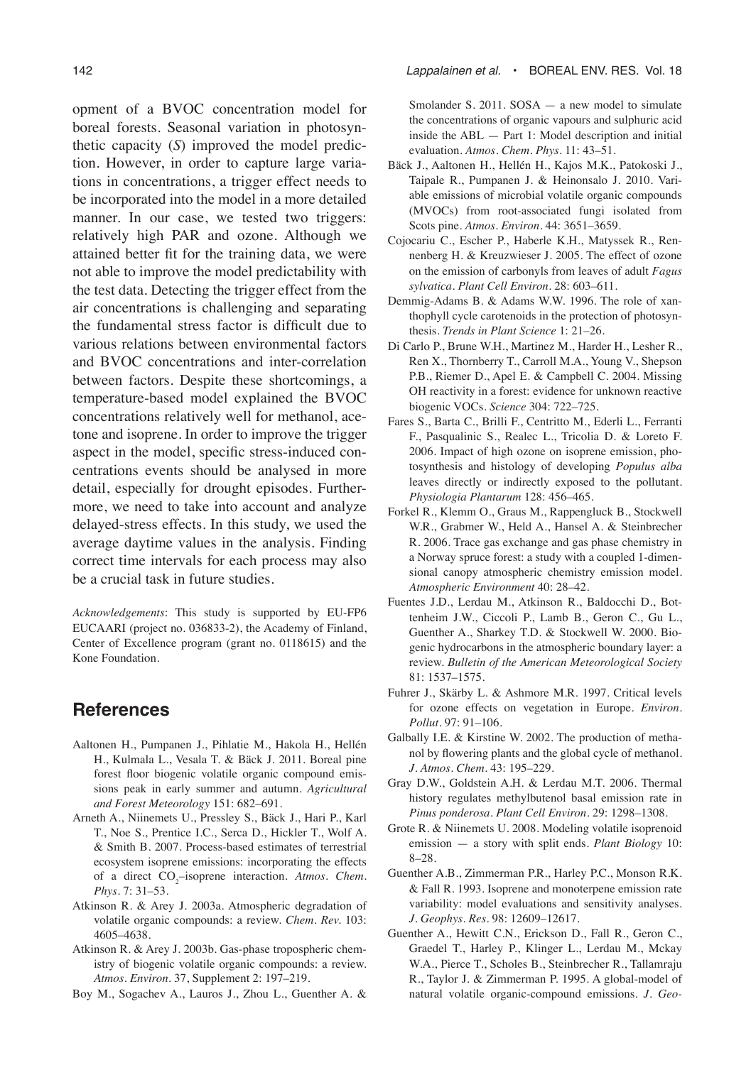opment of a BVOC concentration model for boreal forests. Seasonal variation in photosynthetic capacity (*S*) improved the model prediction. However, in order to capture large variations in concentrations, a trigger effect needs to be incorporated into the model in a more detailed manner. In our case, we tested two triggers: relatively high PAR and ozone. Although we attained better fit for the training data, we were not able to improve the model predictability with the test data. Detecting the trigger effect from the air concentrations is challenging and separating the fundamental stress factor is difficult due to various relations between environmental factors and BVOC concentrations and inter-correlation between factors. Despite these shortcomings, a temperature-based model explained the BVOC concentrations relatively well for methanol, acetone and isoprene. In order to improve the trigger aspect in the model, specific stress-induced concentrations events should be analysed in more detail, especially for drought episodes. Furthermore, we need to take into account and analyze delayed-stress effects. In this study, we used the average daytime values in the analysis. Finding correct time intervals for each process may also be a crucial task in future studies.

*Acknowledgements*: This study is supported by EU-FP6 EUCAARI (project no. 036833-2), the Academy of Finland, Center of Excellence program (grant no. 0118615) and the Kone Foundation.

## References

Aaltonen H., Pumpanen J., Pihlatie M., Hakola H., Hellén H., Kulmala L., Vesala T. & Bäck J. 2011. Boreal pine forest floor biogenic volatile organic compound emissions peak in early summer and autumn. *Agricultural and Forest Meteorology* 151: 682–691.

Arneth A., Niinemets U., Pressley S., Bäck J., Hari P., Karl T., Noe S., Prentice I.C., Serca D., Hickler T., Wolf A. & Smith B. 2007. Process-based estimates of terrestrial ecosystem isoprene emissions: incorporating the effects of a direct $CO_2$–isoprene interaction. *Atmos. Chem. Phys.* 7: 31–53.

Atkinson R. & Arey J. 2003a. Atmospheric degradation of volatile organic compounds: a review. *Chem. Rev.* 103: 4605–4638.

Atkinson R. & Arey J. 2003b. Gas-phase tropospheric chemistry of biogenic volatile organic compounds: a review. *Atmos. Environ.* 37, Supplement 2: 197–219.

Boy M., Sogachev A., Lauros J., Zhou L., Guenther A. & Smolander S. 2011. SOSA — a new model to simulate the concentrations of organic vapours and sulphuric acid inside the ABL — Part 1: Model description and initial evaluation. *Atmos. Chem. Phys.* 11: 43–51.

Bäck J., Aaltonen H., Hellén H., Kajos M.K., Patokoski J., Taipale R., Pumpanen J. & Heinonsalo J. 2010. Variable emissions of microbial volatile organic compounds (MVOCs) from root-associated fungi isolated from Scots pine. *Atmos. Environ.* 44: 3651–3659.

Cojocariu C., Escher P., Haberle K.H., Matyssek R., Rennenberg H. & Kreuzwieser J. 2005. The effect of ozone on the emission of carbonyls from leaves of adult *Fagus sylvatica*. *Plant Cell Environ.* 28: 603–611.

Demmig-Adams B. & Adams W.W. 1996. The role of xanthophyll cycle carotenoids in the protection of photosynthesis. *Trends in Plant Science* 1: 21–26.

Di Carlo P., Brune W.H., Martinez M., Harder H., Lesher R., Ren X., Thornberry T., Carroll M.A., Young V., Shepson P.B., Riemer D., Apel E. & Campbell C. 2004. Missing OH reactivity in a forest: evidence for unknown reactive biogenic VOCs. *Science* 304: 722–725.

Fares S., Barta C., Brilli F., Centritto M., Ederli L., Ferranti F., Pasqualinic S., Realec L., Tricolia D. & Loreto F. 2006. Impact of high ozone on isoprene emission, photosynthesis and histology of developing *Populus alba* leaves directly or indirectly exposed to the pollutant. *Physiologia Plantarum* 128: 456–465.

Forkel R., Klemm O., Graus M., Rappengluck B., Stockwell W.R., Grabmer W., Held A., Hansel A. & Steinbrecher R. 2006. Trace gas exchange and gas phase chemistry in a Norway spruce forest: a study with a coupled 1-dimensional canopy atmospheric chemistry emission model. *Atmospheric Environment* 40: 28–42.

Fuentes J.D., Lerdau M., Atkinson R., Baldocchi D., Bottenheim J.W., Ciccoli P., Lamb B., Geron C., Gu L., Guenther A., Sharkey T.D. & Stockwell W. 2000. Biogenic hydrocarbons in the atmospheric boundary layer: a review. *Bulletin of the American Meteorological Society* 81: 1537–1575.

Fuhrer J., Skärby L. & Ashmore M.R. 1997. Critical levels for ozone effects on vegetation in Europe. *Environ. Pollut.* 97: 91–106.

Galbally I.E. & Kirstine W. 2002. The production of methanol by flowering plants and the global cycle of methanol. *J. Atmos. Chem.* 43: 195–229.

Gray D.W., Goldstein A.H. & Lerdau M.T. 2006. Thermal history regulates methylbutenol basal emission rate in *Pinus ponderosa*. *Plant Cell Environ.* 29: 1298–1308.

Grote R. & Niinemets U. 2008. Modeling volatile isoprenoid emission — a story with split ends. *Plant Biology* 10: 8–28.

Guenther A.B., Zimmerman P.R., Harley P.C., Monson R.K. & Fall R. 1993. Isoprene and monoterpene emission rate variability: model evaluations and sensitivity analyses. *J. Geophys. Res.* 98: 12609–12617.

Guenther A., Hewitt C.N., Erickson D., Fall R., Geron C., Graedel T., Harley P., Klinger L., Lerdau M., Mckay W.A., Pierce T., Scholes B., Steinbrecher R., Tallamraju R., Taylor J. & Zimmerman P. 1995. A global-model of natural volatile organic-compound emissions. *J. Geo-*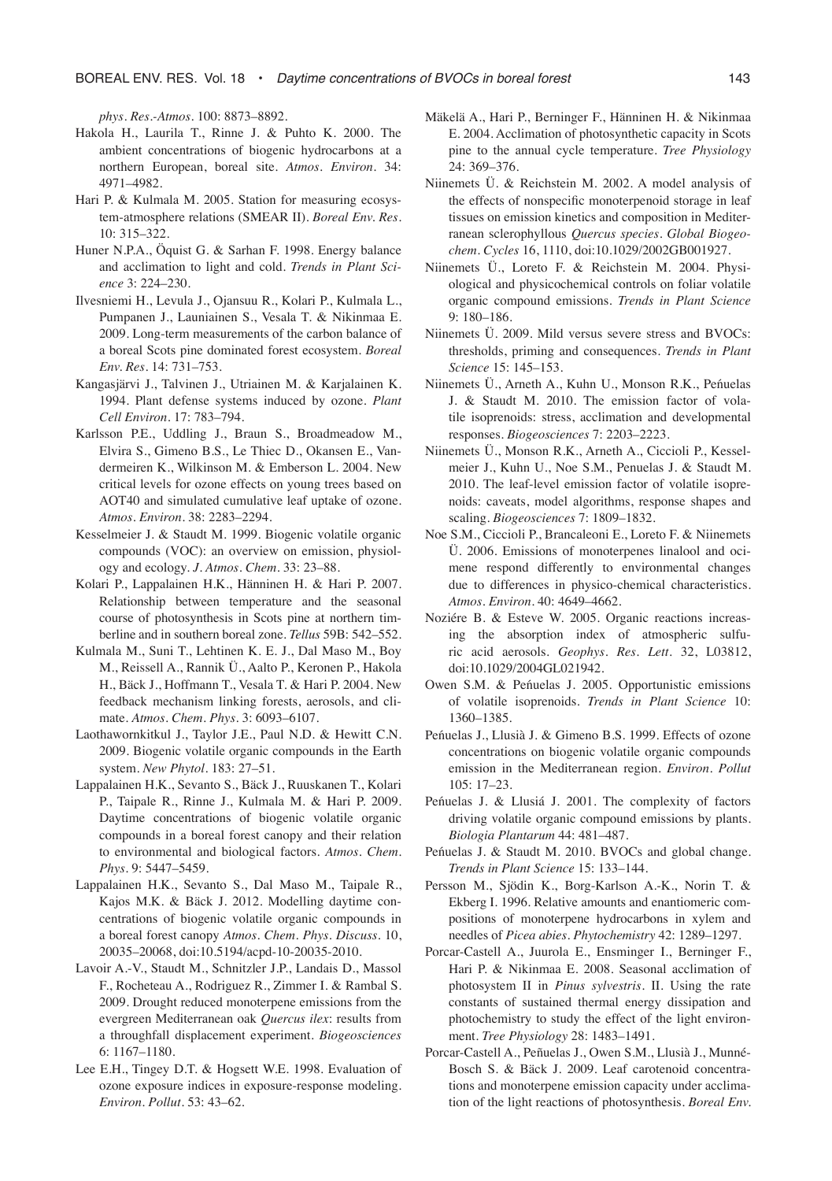*phys. Res.-Atmos.* 100: 8873–8892.

Hakola H., Laurila T., Rinne J. & Puhto K. 2000. The ambient concentrations of biogenic hydrocarbons at a northern European, boreal site. *Atmos. Environ.* 34: 4971–4982.

Hari P. & Kulmala M. 2005. Station for measuring ecosystem-atmosphere relations (SMEAR II). *Boreal Env. Res.* 10: 315–322.

Huner N.P.A., Öquist G. & Sarhan F. 1998. Energy balance and acclimation to light and cold. *Trends in Plant Science* 3: 224–230.

Ilvesniemi H., Levula J., Ojansuu R., Kolari P., Kulmala L., Pumpanen J., Launiainen S., Vesala T. & Nikinmaa E. 2009. Long-term measurements of the carbon balance of a boreal Scots pine dominated forest ecosystem. *Boreal Env. Res.* 14: 731–753.

Kangasjärvi J., Talvinen J., Utriainen M. & Karjalainen K. 1994. Plant defense systems induced by ozone. *Plant Cell Environ.* 17: 783–794.

Karlsson P.E., Uddling J., Braun S., Broadmeadow M., Elvira S., Gimeno B.S., Le Thiec D., Okansen E., Vandermeiren K., Wilkinson M. & Emberson L. 2004. New critical levels for ozone effects on young trees based on AOT40 and simulated cumulative leaf uptake of ozone. *Atmos. Environ.* 38: 2283–2294.

Kesselmeier J. & Staudt M. 1999. Biogenic volatile organic compounds (VOC): an overview on emission, physiology and ecology. *J. Atmos. Chem.* 33: 23–88.

Kolari P., Lappalainen H.K., Hänninen H. & Hari P. 2007. Relationship between temperature and the seasonal course of photosynthesis in Scots pine at northern timberline and in southern boreal zone. *Tellus* 59B: 542–552.

Kulmala M., Suni T., Lehtinen K. E. J., Dal Maso M., Boy M., Reissell A., Rannik Ü., Aalto P., Keronen P., Hakola H., Bäck J., Hoffmann T., Vesala T. & Hari P. 2004. New feedback mechanism linking forests, aerosols, and climate. *Atmos. Chem. Phys.* 3: 6093–6107.

Laothawornkitkul J., Taylor J.E., Paul N.D. & Hewitt C.N. 2009. Biogenic volatile organic compounds in the Earth system. *New Phytol.* 183: 27–51.

Lappalainen H.K., Sevanto S., Bäck J., Ruuskanen T., Kolari P., Taipale R., Rinne J., Kulmala M. & Hari P. 2009. Daytime concentrations of biogenic volatile organic compounds in a boreal forest canopy and their relation to environmental and biological factors. *Atmos. Chem. Phys.* 9: 5447–5459.

Lappalainen H.K., Sevanto S., Dal Maso M., Taipale R., Kajos M.K. & Bäck J. 2012. Modelling daytime concentrations of biogenic volatile organic compounds in a boreal forest canopy *Atmos. Chem. Phys. Discuss.* 10, 20035–20068, doi:10.5194/acpd-10-20035-2010.

Lavoir A.-V., Staudt M., Schnitzler J.P., Landais D., Massol F., Rocheteau A., Rodriguez R., Zimmer I. & Rambal S. 2009. Drought reduced monoterpene emissions from the evergreen Mediterranean oak *Quercus ilex*: results from a throughfall displacement experiment. *Biogeosciences* 6: 1167–1180.

Lee E.H., Tingey D.T. & Hogsett W.E. 1998. Evaluation of ozone exposure indices in exposure-response modeling. *Environ. Pollut.* 53: 43–62.

Mäkelä A., Hari P., Berninger F., Hänninen H. & Nikinmaa E. 2004. Acclimation of photosynthetic capacity in Scots pine to the annual cycle temperature. *Tree Physiology* 24: 369–376.

Niinemets Ü. & Reichstein M. 2002. A model analysis of the effects of nonspecific monoterpenoid storage in leaf tissues on emission kinetics and composition in Mediterranean sclerophyllous *Quercus species*. *Global Biogeochem. Cycles* 16, 1110, doi:10.1029/2002GB001927.

Niinemets Ü., Loreto F. & Reichstein M. 2004. Physiological and physicochemical controls on foliar volatile organic compound emissions. *Trends in Plant Science* 9: 180–186.

Niinemets Ü. 2009. Mild versus severe stress and BVOCs: thresholds, priming and consequences. *Trends in Plant Science* 15: 145–153.

Niinemets Ü., Arneth A., Kuhn U., Monson R.K., Peńuelas J. & Staudt M. 2010. The emission factor of volatile isoprenoids: stress, acclimation and developmental responses. *Biogeosciences* 7: 2203–2223.

Niinemets Ü., Monson R.K., Arneth A., Ciccioli P., Kesselmeier J., Kuhn U., Noe S.M., Penuelas J. & Staudt M. 2010. The leaf-level emission factor of volatile isoprenoids: caveats, model algorithms, response shapes and scaling. *Biogeosciences* 7: 1809–1832.

Noe S.M., Ciccioli P., Brancaleoni E., Loreto F. & Niinemets Ü. 2006. Emissions of monoterpenes linalool and ocimene respond differently to environmental changes due to differences in physico-chemical characteristics. *Atmos. Environ.* 40: 4649–4662.

Noziére B. & Esteve W. 2005. Organic reactions increasing the absorption index of atmospheric sulfuric acid aerosols. *Geophys. Res. Lett.* 32, L03812, doi:10.1029/2004GL021942.

Owen S.M. & Peńuelas J. 2005. Opportunistic emissions of volatile isoprenoids. *Trends in Plant Science* 10: 1360–1385.

Peńuelas J., Llusià J. & Gimeno B.S. 1999. Effects of ozone concentrations on biogenic volatile organic compounds emission in the Mediterranean region. *Environ. Pollut* 105: 17–23.

Peńuelas J. & Llusiá J. 2001. The complexity of factors driving volatile organic compound emissions by plants. *Biologia Plantarum* 44: 481–487.

Peńuelas J. & Staudt M. 2010. BVOCs and global change. *Trends in Plant Science* 15: 133–144.

Persson M., Sjödin K., Borg-Karlson A.-K., Norin T. & Ekberg I. 1996. Relative amounts and enantiomeric compositions of monoterpene hydrocarbons in xylem and needles of *Picea abies*. *Phytochemistry* 42: 1289–1297.

Porcar-Castell A., Juurola E., Ensminger I., Berninger F., Hari P. & Nikinmaa E. 2008. Seasonal acclimation of photosystem II in *Pinus sylvestris*. II. Using the rate constants of sustained thermal energy dissipation and photochemistry to study the effect of the light environment. *Tree Physiology* 28: 1483–1491.

Porcar-Castell A., Peñuelas J., Owen S.M., Llusià J., Munné-Bosch S. & Bäck J. 2009. Leaf carotenoid concentrations and monoterpene emission capacity under acclimation of the light reactions of photosynthesis. *Boreal Env.*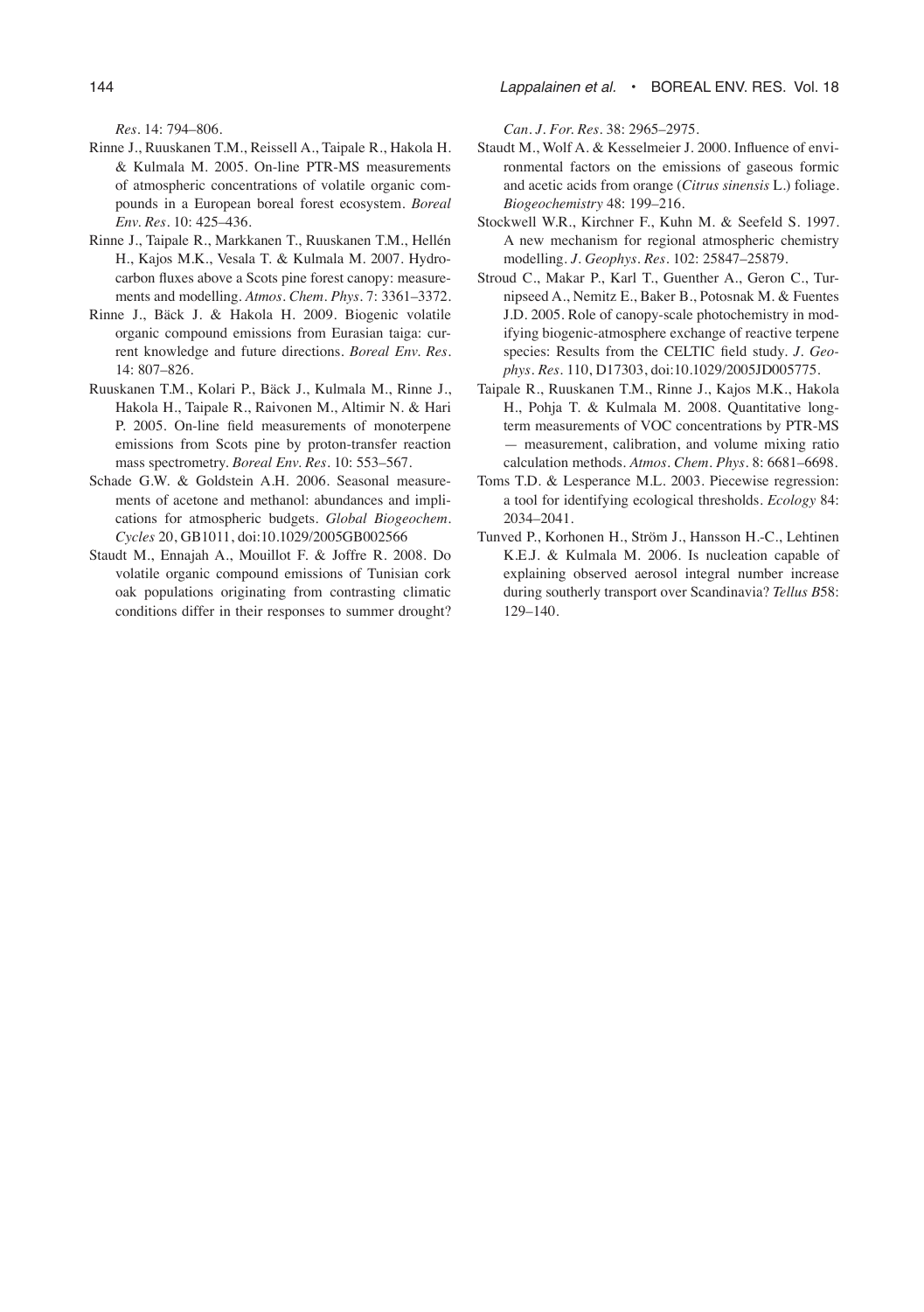*Res*. 14: 794–806.

Rinne J., Ruuskanen T.M., Reissell A., Taipale R., Hakola H. & Kulmala M. 2005. On-line PTR-MS measurements of atmospheric concentrations of volatile organic compounds in a European boreal forest ecosystem. *Boreal Env. Res*. 10: 425–436.

Rinne J., Taipale R., Markkanen T., Ruuskanen T.M., Hellén H., Kajos M.K., Vesala T. & Kulmala M. 2007. Hydrocarbon fluxes above a Scots pine forest canopy: measurements and modelling. *Atmos. Chem. Phys*. 7: 3361–3372.

Rinne J., Bäck J. & Hakola H. 2009. Biogenic volatile organic compound emissions from Eurasian taiga: current knowledge and future directions. *Boreal Env. Res*. 14: 807–826.

Ruuskanen T.M., Kolari P., Bäck J., Kulmala M., Rinne J., Hakola H., Taipale R., Raivonen M., Altimir N. & Hari P. 2005. On-line field measurements of monoterpene emissions from Scots pine by proton-transfer reaction mass spectrometry. *Boreal Env. Res*. 10: 553–567.

Schade G.W. & Goldstein A.H. 2006. Seasonal measurements of acetone and methanol: abundances and implications for atmospheric budgets. *Global Biogeochem. Cycles* 20, GB1011, doi:10.1029/2005GB002566

Staudt M., Ennajah A., Mouillot F. & Joffre R. 2008. Do volatile organic compound emissions of Tunisian cork oak populations originating from contrasting climatic conditions differ in their responses to summer drought? *Can. J. For. Res*. 38: 2965–2975.

Staudt M., Wolf A. & Kesselmeier J. 2000. Influence of environmental factors on the emissions of gaseous formic and acetic acids from orange (*Citrus sinensis* L.) foliage. *Biogeochemistry* 48: 199–216.

Stockwell W.R., Kirchner F., Kuhn M. & Seefeld S. 1997. A new mechanism for regional atmospheric chemistry modelling. *J. Geophys. Res*. 102: 25847–25879.

Stroud C., Makar P., Karl T., Guenther A., Geron C., Turnipseed A., Nemitz E., Baker B., Potosnak M. & Fuentes J.D. 2005. Role of canopy-scale photochemistry in modifying biogenic-atmosphere exchange of reactive terpene species: Results from the CELTIC field study. *J. Geophys. Res*. 110, D17303, doi:10.1029/2005JD005775.

Taipale R., Ruuskanen T.M., Rinne J., Kajos M.K., Hakola H., Pohja T. & Kulmala M. 2008. Quantitative long-term measurements of VOC concentrations by PTR-MS — measurement, calibration, and volume mixing ratio calculation methods. *Atmos. Chem. Phys*. 8: 6681–6698.

Toms T.D. & Lesperance M.L. 2003. Piecewise regression: a tool for identifying ecological thresholds. *Ecology* 84: 2034–2041.

Tunved P., Korhonen H., Ström J., Hansson H.-C., Lehtinen K.E.J. & Kulmala M. 2006. Is nucleation capable of explaining observed aerosol integral number increase during southerly transport over Scandinavia? *Tellus B*58: 129–140.